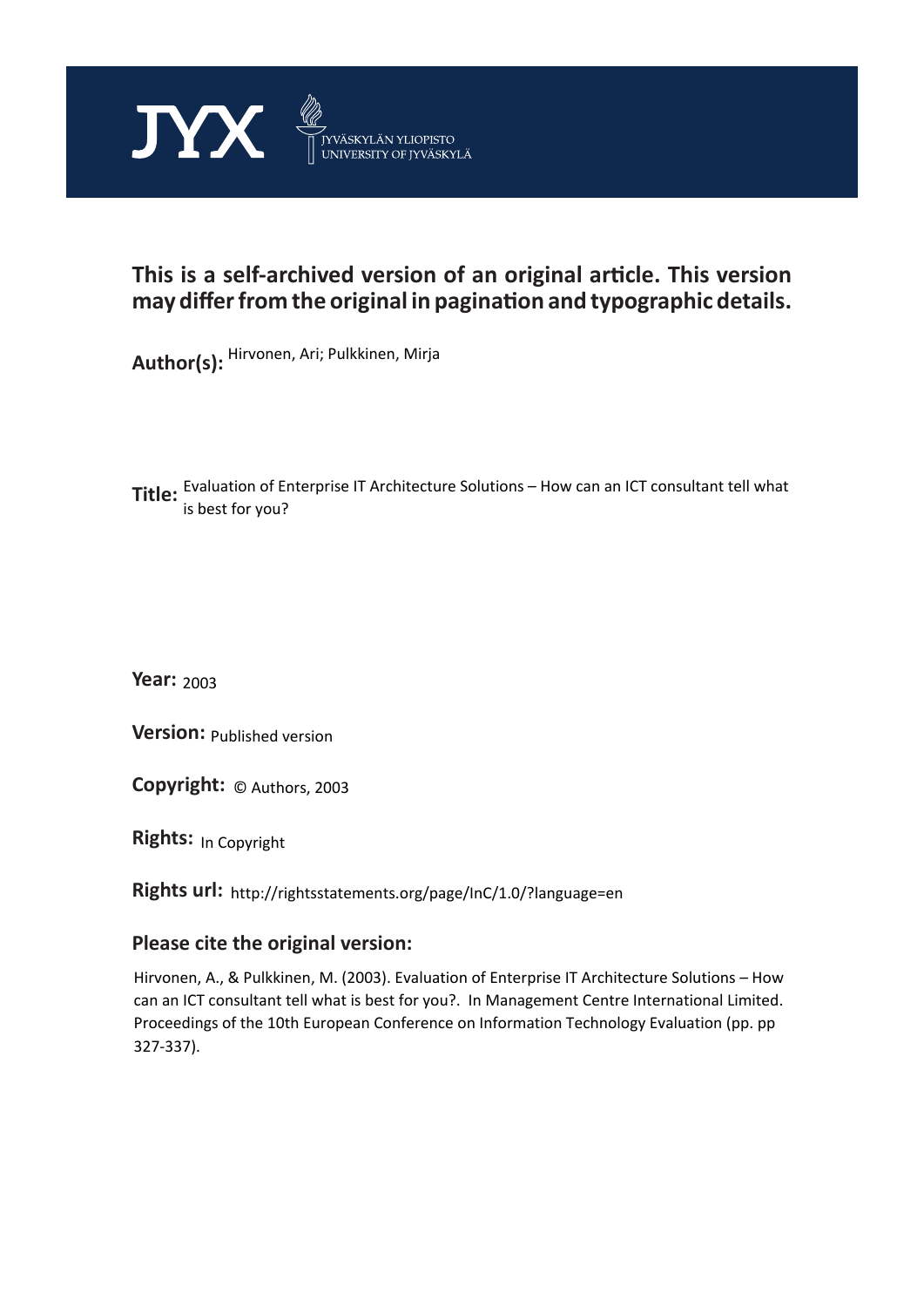JYX JYVÄSKYLÄN YLIOPISTO UNIVERSITY OF JYVÄSKYLÄ

# This is a self-archived version of an original article. This version may differ from the original in pagination and typographic details.

**Author(s):** Hirvonen, Ari; Pulkkinen, Mirja

**Title:** Evaluation of Enterprise IT Architecture Solutions – How can an ICT consultant tell what is best for you?

**Year:** 2003

**Version:** Published version

**Copyright:** © Authors, 2003

**Rights:** In Copyright

**Rights url:** http://rightsstatements.org/page/InC/1.0/?language=en

## Please cite the original version:

Hirvonen, A., & Pulkkinen, M. (2003). Evaluation of Enterprise IT Architecture Solutions – How can an ICT consultant tell what is best for you?. In Management Centre International Limited. Proceedings of the 10th European Conference on Information Technology Evaluation (pp. pp 327-337).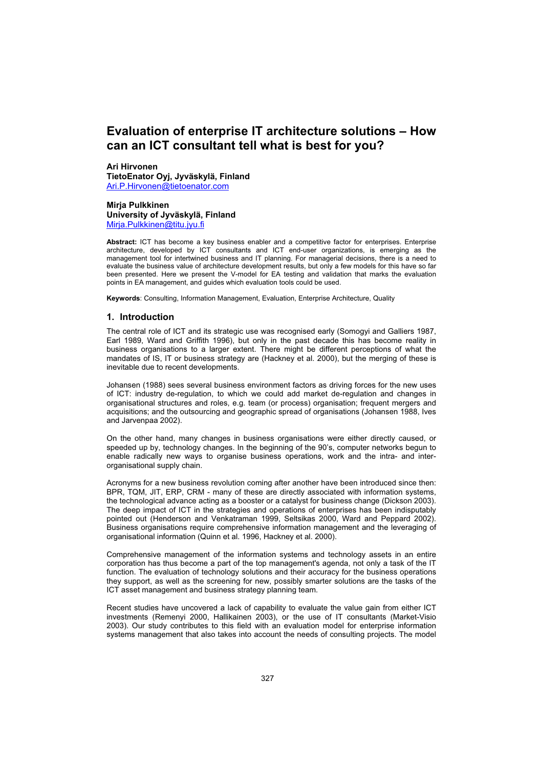# Evaluation of enterprise IT architecture solutions – How can an ICT consultant tell what is best for you?

**Ari Hirvonen**
**TietoEnator Oyj, Jyväskylä, Finland**
Ari.P.Hirvonen@tietoenator.com

**Mirja Pulkkinen**
**University of Jyväskylä, Finland**
Mirja.Pulkkinen@titu.jyu.fi

**Abstract:** ICT has become a key business enabler and a competitive factor for enterprises. Enterprise architecture, developed by ICT consultants and ICT end-user organizations, is emerging as the management tool for intertwined business and IT planning. For managerial decisions, there is a need to evaluate the business value of architecture development results, but only a few models for this have so far been presented. Here we present the V-model for EA testing and validation that marks the evaluation points in EA management, and guides which evaluation tools could be used.

**Keywords**: Consulting, Information Management, Evaluation, Enterprise Architecture, Quality

## 1. Introduction

The central role of ICT and its strategic use was recognised early (Somogyi and Galliers 1987, Earl 1989, Ward and Griffith 1996), but only in the past decade this has become reality in business organisations to a larger extent. There might be different perceptions of what the mandates of IS, IT or business strategy are (Hackney et al. 2000), but the merging of these is inevitable due to recent developments.

Johansen (1988) sees several business environment factors as driving forces for the new uses of ICT: industry de-regulation, to which we could add market de-regulation and changes in organisational structures and roles, e.g. team (or process) organisation; frequent mergers and acquisitions; and the outsourcing and geographic spread of organisations (Johansen 1988, Ives and Jarvenpaa 2002).

On the other hand, many changes in business organisations were either directly caused, or speeded up by, technology changes. In the beginning of the 90's, computer networks begun to enable radically new ways to organise business operations, work and the intra- and inter-organisational supply chain.

Acronyms for a new business revolution coming after another have been introduced since then: BPR, TQM, JIT, ERP, CRM - many of these are directly associated with information systems, the technological advance acting as a booster or a catalyst for business change (Dickson 2003). The deep impact of ICT in the strategies and operations of enterprises has been indisputably pointed out (Henderson and Venkatraman 1999, Seltsikas 2000, Ward and Peppard 2002). Business organisations require comprehensive information management and the leveraging of organisational information (Quinn et al. 1996, Hackney et al. 2000).

Comprehensive management of the information systems and technology assets in an entire corporation has thus become a part of the top management's agenda, not only a task of the IT function. The evaluation of technology solutions and their accuracy for the business operations they support, as well as the screening for new, possibly smarter solutions are the tasks of the ICT asset management and business strategy planning team.

Recent studies have uncovered a lack of capability to evaluate the value gain from either ICT investments (Remenyi 2000, Hallikainen 2003), or the use of IT consultants (Market-Visio 2003). Our study contributes to this field with an evaluation model for enterprise information systems management that also takes into account the needs of consulting projects. The model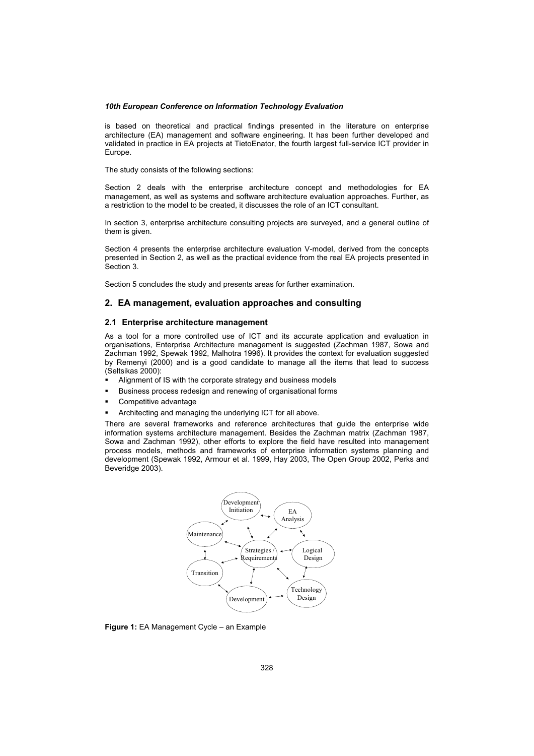is based on theoretical and practical findings presented in the literature on enterprise architecture (EA) management and software engineering. It has been further developed and validated in practice in EA projects at TietoEnator, the fourth largest full-service ICT provider in Europe.

The study consists of the following sections:

Section 2 deals with the enterprise architecture concept and methodologies for EA management, as well as systems and software architecture evaluation approaches. Further, as a restriction to the model to be created, it discusses the role of an ICT consultant.

In section 3, enterprise architecture consulting projects are surveyed, and a general outline of them is given.

Section 4 presents the enterprise architecture evaluation V-model, derived from the concepts presented in Section 2, as well as the practical evidence from the real EA projects presented in Section 3.

Section 5 concludes the study and presents areas for further examination.

## 2. EA management, evaluation approaches and consulting

### 2.1 Enterprise architecture management

As a tool for a more controlled use of ICT and its accurate application and evaluation in organisations, Enterprise Architecture management is suggested (Zachman 1987, Sowa and Zachman 1992, Spewak 1992, Malhotra 1996). It provides the context for evaluation suggested by Remenyi (2000) and is a good candidate to manage all the items that lead to success (Seltsikas 2000):

- Alignment of IS with the corporate strategy and business models
- Business process redesign and renewing of organisational forms
- Competitive advantage
- Architecting and managing the underlying ICT for all above.

There are several frameworks and reference architectures that guide the enterprise wide information systems architecture management. Besides the Zachman matrix (Zachman 1987, Sowa and Zachman 1992), other efforts to explore the field have resulted into management process models, methods and frameworks of enterprise information systems planning and development (Spewak 1992, Armour et al. 1999, Hay 2003, The Open Group 2002, Perks and Beveridge 2003).

Development Initiation, EA Analysis, Logical Design, Technology Design, Development, Transition, Maintenance, Strategies / Requirements

**Figure 1:** EA Management Cycle – an Example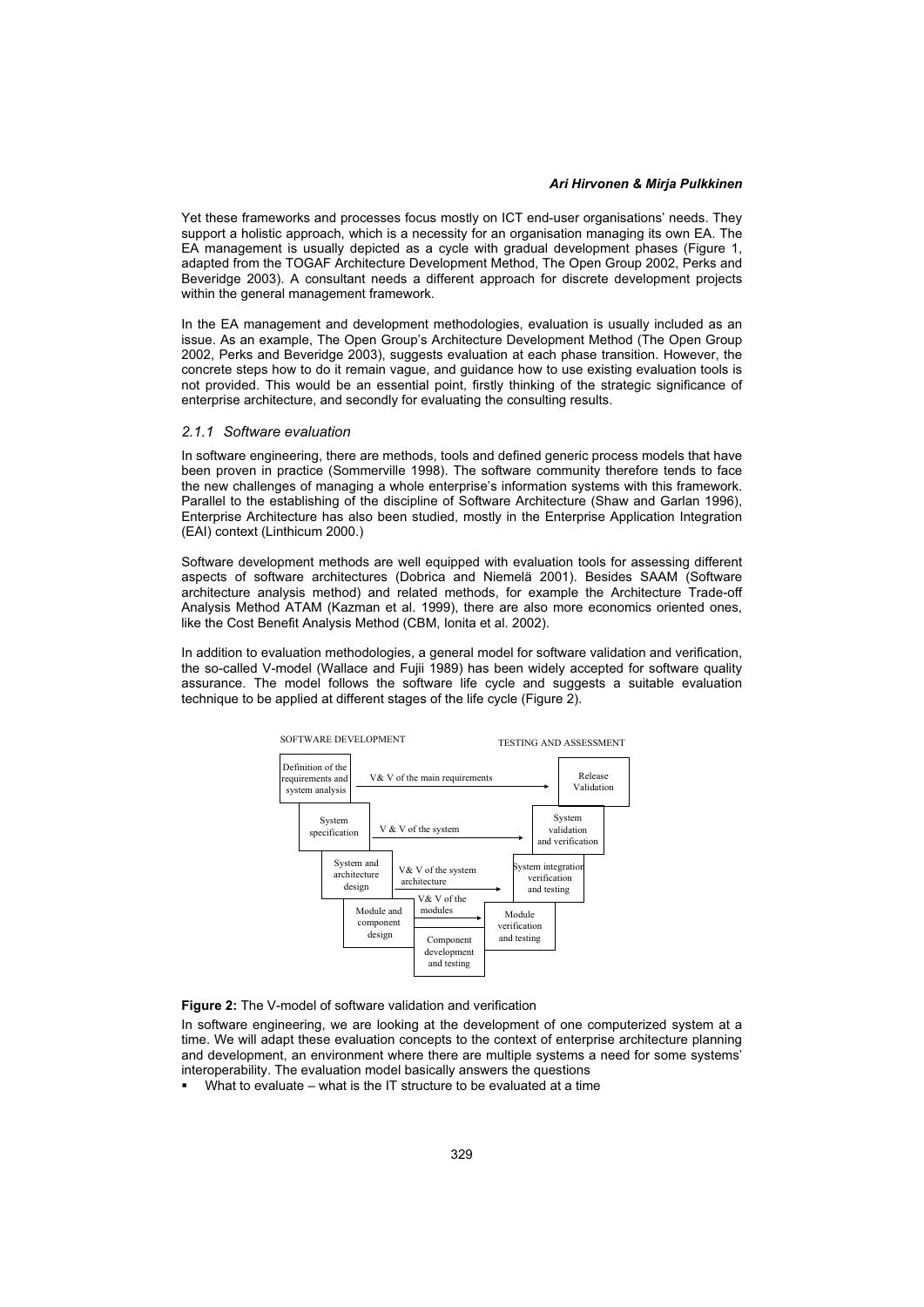Yet these frameworks and processes focus mostly on ICT end-user organisations' needs. They support a holistic approach, which is a necessity for an organisation managing its own EA. The EA management is usually depicted as a cycle with gradual development phases (Figure 1, adapted from the TOGAF Architecture Development Method, The Open Group 2002, Perks and Beveridge 2003). A consultant needs a different approach for discrete development projects within the general management framework.

In the EA management and development methodologies, evaluation is usually included as an issue. As an example, The Open Group's Architecture Development Method (The Open Group 2002, Perks and Beveridge 2003), suggests evaluation at each phase transition. However, the concrete steps how to do it remain vague, and guidance how to use existing evaluation tools is not provided. This would be an essential point, firstly thinking of the strategic significance of enterprise architecture, and secondly for evaluating the consulting results.

### *2.1.1 Software evaluation*

In software engineering, there are methods, tools and defined generic process models that have been proven in practice (Sommerville 1998). The software community therefore tends to face the new challenges of managing a whole enterprise's information systems with this framework. Parallel to the establishing of the discipline of Software Architecture (Shaw and Garlan 1996), Enterprise Architecture has also been studied, mostly in the Enterprise Application Integration (EAI) context (Linthicum 2000.)

Software development methods are well equipped with evaluation tools for assessing different aspects of software architectures (Dobrica and Niemelä 2001). Besides SAAM (Software architecture analysis method) and related methods, for example the Architecture Trade-off Analysis Method ATAM (Kazman et al. 1999), there are also more economics oriented ones, like the Cost Benefit Analysis Method (CBM, Ionita et al. 2002).

In addition to evaluation methodologies, a general model for software validation and verification, the so-called V-model (Wallace and Fujii 1989) has been widely accepted for software quality assurance. The model follows the software life cycle and suggests a suitable evaluation technique to be applied at different stages of the life cycle (Figure 2).

SOFTWARE DEVELOPMENT | TESTING AND ASSESSMENT

- Definition of the requirements and system analysis → V& V of the main requirements → Release Validation
- System specification → V & V of the system → System validation and verification
- System and architecture design → V& V of the system architecture → System integration verification and testing
- Module and component design → V& V of the modules → Module verification and testing
- Component development and testing

**Figure 2:** The V-model of software validation and verification

In software engineering, we are looking at the development of one computerized system at a time. We will adapt these evaluation concepts to the context of enterprise architecture planning and development, an environment where there are multiple systems a need for some systems' interoperability. The evaluation model basically answers the questions

- What to evaluate – what is the IT structure to be evaluated at a time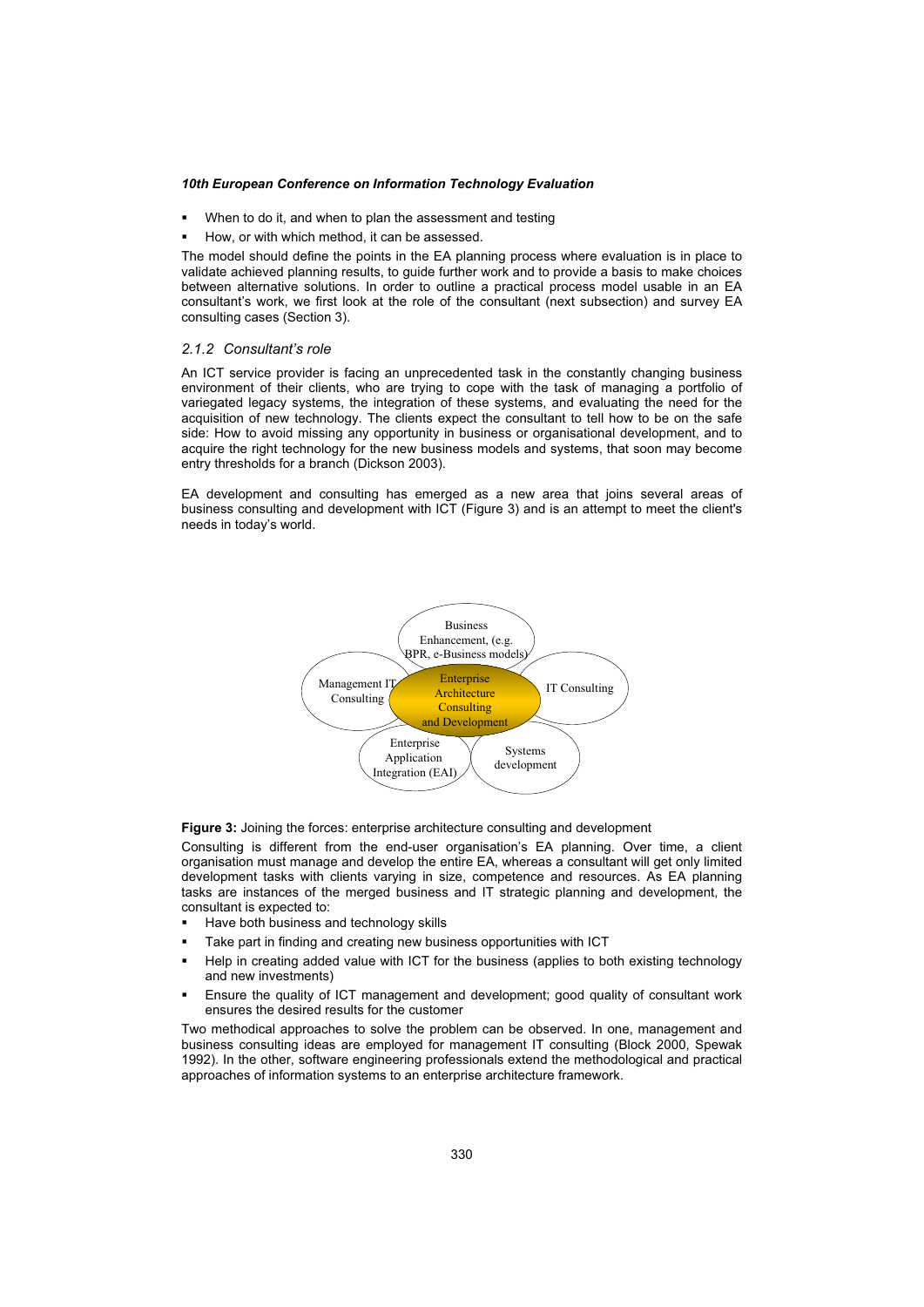- When to do it, and when to plan the assessment and testing
- How, or with which method, it can be assessed.

The model should define the points in the EA planning process where evaluation is in place to validate achieved planning results, to guide further work and to provide a basis to make choices between alternative solutions. In order to outline a practical process model usable in an EA consultant's work, we first look at the role of the consultant (next subsection) and survey EA consulting cases (Section 3).

### *2.1.2 Consultant's role*

An ICT service provider is facing an unprecedented task in the constantly changing business environment of their clients, who are trying to cope with the task of managing a portfolio of variegated legacy systems, the integration of these systems, and evaluating the need for the acquisition of new technology. The clients expect the consultant to tell how to be on the safe side: How to avoid missing any opportunity in business or organisational development, and to acquire the right technology for the new business models and systems, that soon may become entry thresholds for a branch (Dickson 2003).

EA development and consulting has emerged as a new area that joins several areas of business consulting and development with ICT (Figure 3) and is an attempt to meet the client's needs in today's world.

Business Enhancement, (e.g. BPR, e-Business models)

Management IT Consulting

Enterprise Architecture Consulting and Development

IT Consulting

Enterprise Application Integration (EAI)

Systems development

**Figure 3:** Joining the forces: enterprise architecture consulting and development

Consulting is different from the end-user organisation's EA planning. Over time, a client organisation must manage and develop the entire EA, whereas a consultant will get only limited development tasks with clients varying in size, competence and resources. As EA planning tasks are instances of the merged business and IT strategic planning and development, the consultant is expected to:

- Have both business and technology skills
- Take part in finding and creating new business opportunities with ICT
- Help in creating added value with ICT for the business (applies to both existing technology and new investments)
- Ensure the quality of ICT management and development; good quality of consultant work ensures the desired results for the customer

Two methodical approaches to solve the problem can be observed. In one, management and business consulting ideas are employed for management IT consulting (Block 2000, Spewak 1992). In the other, software engineering professionals extend the methodological and practical approaches of information systems to an enterprise architecture framework.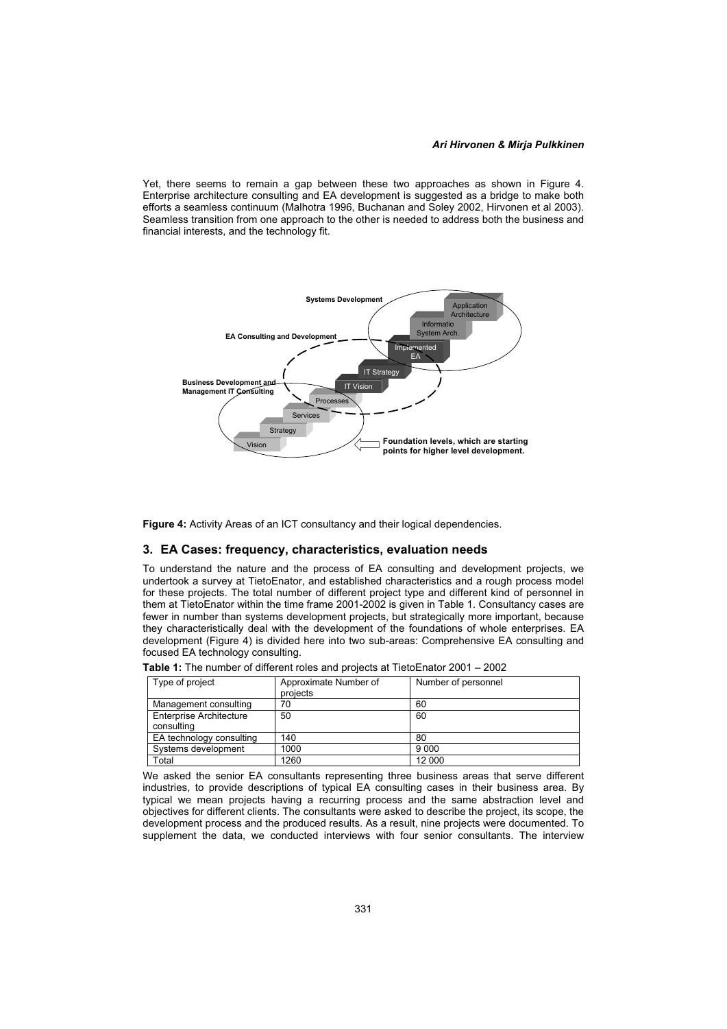Yet, there seems to remain a gap between these two approaches as shown in Figure 4. Enterprise architecture consulting and EA development is suggested as a bridge to make both efforts a seamless continuum (Malhotra 1996, Buchanan and Soley 2002, Hirvonen et al 2003). Seamless transition from one approach to the other is needed to address both the business and financial interests, and the technology fit.

**Figure 4:** Activity Areas of an ICT consultancy and their logical dependencies.

## 3. EA Cases: frequency, characteristics, evaluation needs

To understand the nature and the process of EA consulting and development projects, we undertook a survey at TietoEnator, and established characteristics and a rough process model for these projects. The total number of different project type and different kind of personnel in them at TietoEnator within the time frame 2001-2002 is given in Table 1. Consultancy cases are fewer in number than systems development projects, but strategically more important, because they characteristically deal with the development of the foundations of whole enterprises. EA development (Figure 4) is divided here into two sub-areas: Comprehensive EA consulting and focused EA technology consulting.

**Table 1:** The number of different roles and projects at TietoEnator 2001 – 2002

| Type of project | Approximate Number of projects | Number of personnel |
| --- | --- | --- |
| Management consulting | 70 | 60 |
| Enterprise Architecture consulting | 50 | 60 |
| EA technology consulting | 140 | 80 |
| Systems development | 1000 | 9 000 |
| Total | 1260 | 12 000 |

We asked the senior EA consultants representing three business areas that serve different industries, to provide descriptions of typical EA consulting cases in their business area. By typical we mean projects having a recurring process and the same abstraction level and objectives for different clients. The consultants were asked to describe the project, its scope, the development process and the produced results. As a result, nine projects were documented. To supplement the data, we conducted interviews with four senior consultants. The interview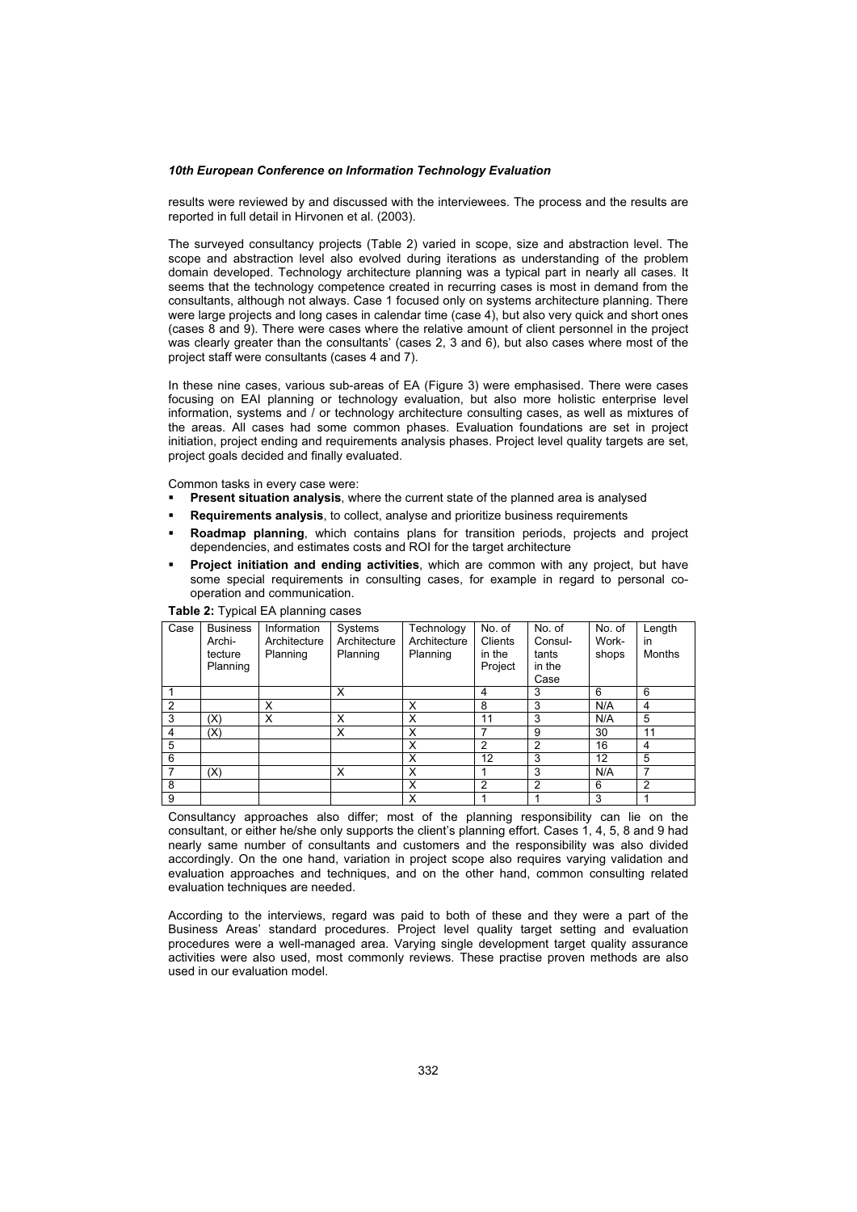results were reviewed by and discussed with the interviewees. The process and the results are reported in full detail in Hirvonen et al. (2003).

The surveyed consultancy projects (Table 2) varied in scope, size and abstraction level. The scope and abstraction level also evolved during iterations as understanding of the problem domain developed. Technology architecture planning was a typical part in nearly all cases. It seems that the technology competence created in recurring cases is most in demand from the consultants, although not always. Case 1 focused only on systems architecture planning. There were large projects and long cases in calendar time (case 4), but also very quick and short ones (cases 8 and 9). There were cases where the relative amount of client personnel in the project was clearly greater than the consultants' (cases 2, 3 and 6), but also cases where most of the project staff were consultants (cases 4 and 7).

In these nine cases, various sub-areas of EA (Figure 3) were emphasised. There were cases focusing on EAI planning or technology evaluation, but also more holistic enterprise level information, systems and / or technology architecture consulting cases, as well as mixtures of the areas. All cases had some common phases. Evaluation foundations are set in project initiation, project ending and requirements analysis phases. Project level quality targets are set, project goals decided and finally evaluated.

Common tasks in every case were:

- **Present situation analysis**, where the current state of the planned area is analysed
- **Requirements analysis**, to collect, analyse and prioritize business requirements
- **Roadmap planning**, which contains plans for transition periods, projects and project dependencies, and estimates costs and ROI for the target architecture
- **Project initiation and ending activities**, which are common with any project, but have some special requirements in consulting cases, for example in regard to personal co-operation and communication.

**Table 2:** Typical EA planning cases

| Case | Business Archi-tecture Planning | Information Architecture Planning | Systems Architecture Planning | Technology Architecture Planning | No. of Clients in the Project | No. of Consul-tants in the Case | No. of Work-shops | Length in Months |
|---|---|---|---|---|---|---|---|---|
| 1 | | | X | | 4 | 3 | 6 | 6 |
| 2 | | X | | X | 8 | 3 | N/A | 4 |
| 3 | (X) | X | X | X | 11 | 3 | N/A | 5 |
| 4 | (X) | | X | X | 7 | 9 | 30 | 11 |
| 5 | | | | X | 2 | 2 | 16 | 4 |
| 6 | | | | X | 12 | 3 | 12 | 5 |
| 7 | (X) | | X | X | 1 | 3 | N/A | 7 |
| 8 | | | | X | 2 | 2 | 6 | 2 |
| 9 | | | | X | 1 | 1 | 3 | 1 |

Consultancy approaches also differ; most of the planning responsibility can lie on the consultant, or either he/she only supports the client's planning effort. Cases 1, 4, 5, 8 and 9 had nearly same number of consultants and customers and the responsibility was also divided accordingly. On the one hand, variation in project scope also requires varying validation and evaluation approaches and techniques, and on the other hand, common consulting related evaluation techniques are needed.

According to the interviews, regard was paid to both of these and they were a part of the Business Areas' standard procedures. Project level quality target setting and evaluation procedures were a well-managed area. Varying single development target quality assurance activities were also used, most commonly reviews. These practise proven methods are also used in our evaluation model.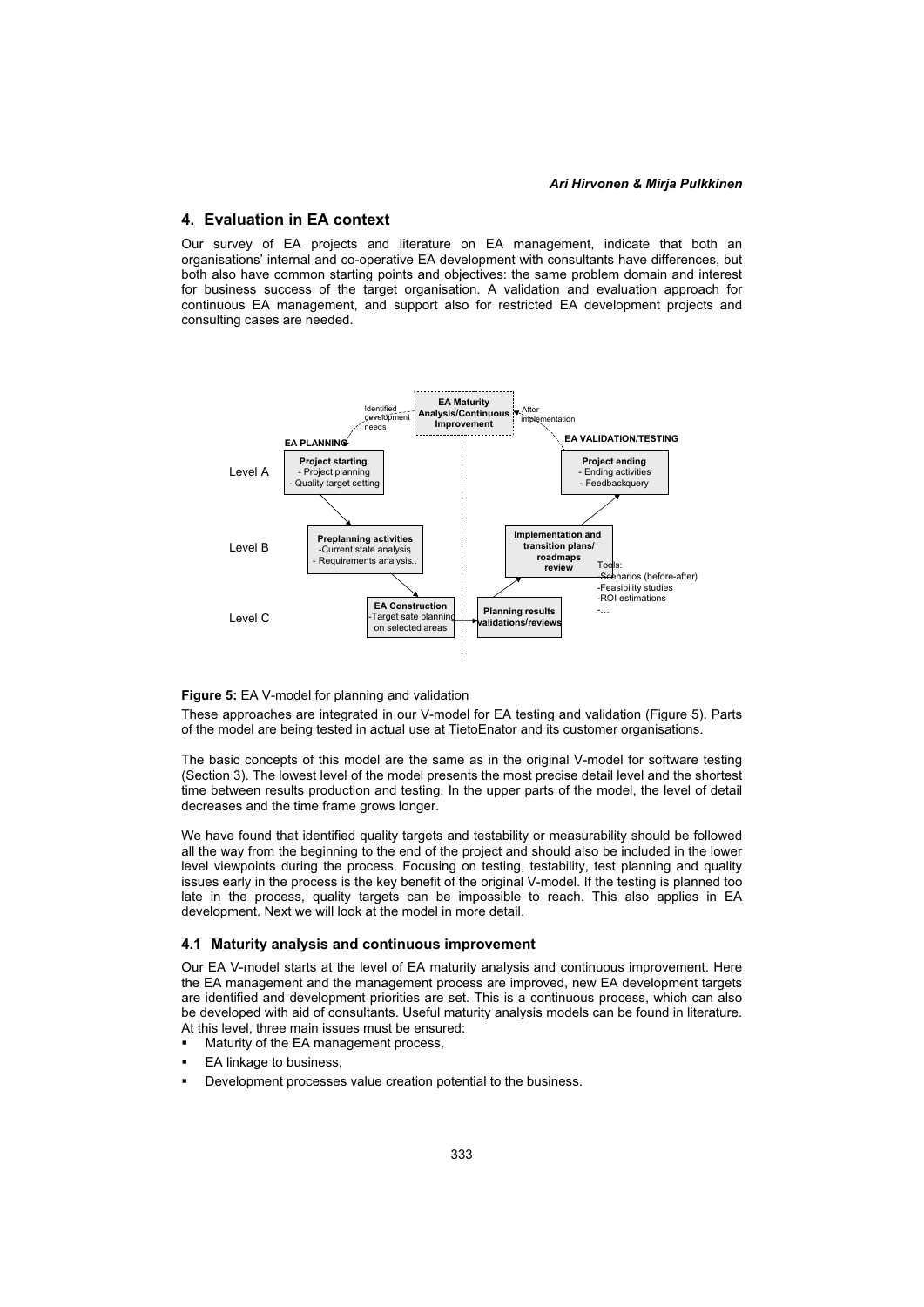## 4. Evaluation in EA context

Our survey of EA projects and literature on EA management, indicate that both an organisations' internal and co-operative EA development with consultants have differences, but both also have common starting points and objectives: the same problem domain and interest for business success of the target organisation. A validation and evaluation approach for continuous EA management, and support also for restricted EA development projects and consulting cases are needed.

**Figure 5:** EA V-model for planning and validation

These approaches are integrated in our V-model for EA testing and validation (Figure 5). Parts of the model are being tested in actual use at TietoEnator and its customer organisations.

The basic concepts of this model are the same as in the original V-model for software testing (Section 3). The lowest level of the model presents the most precise detail level and the shortest time between results production and testing. In the upper parts of the model, the level of detail decreases and the time frame grows longer.

We have found that identified quality targets and testability or measurability should be followed all the way from the beginning to the end of the project and should also be included in the lower level viewpoints during the process. Focusing on testing, testability, test planning and quality issues early in the process is the key benefit of the original V-model. If the testing is planned too late in the process, quality targets can be impossible to reach. This also applies in EA development. Next we will look at the model in more detail.

### 4.1 Maturity analysis and continuous improvement

Our EA V-model starts at the level of EA maturity analysis and continuous improvement. Here the EA management and the management process are improved, new EA development targets are identified and development priorities are set. This is a continuous process, which can also be developed with aid of consultants. Useful maturity analysis models can be found in literature. At this level, three main issues must be ensured:

- Maturity of the EA management process,
- EA linkage to business,
- Development processes value creation potential to the business.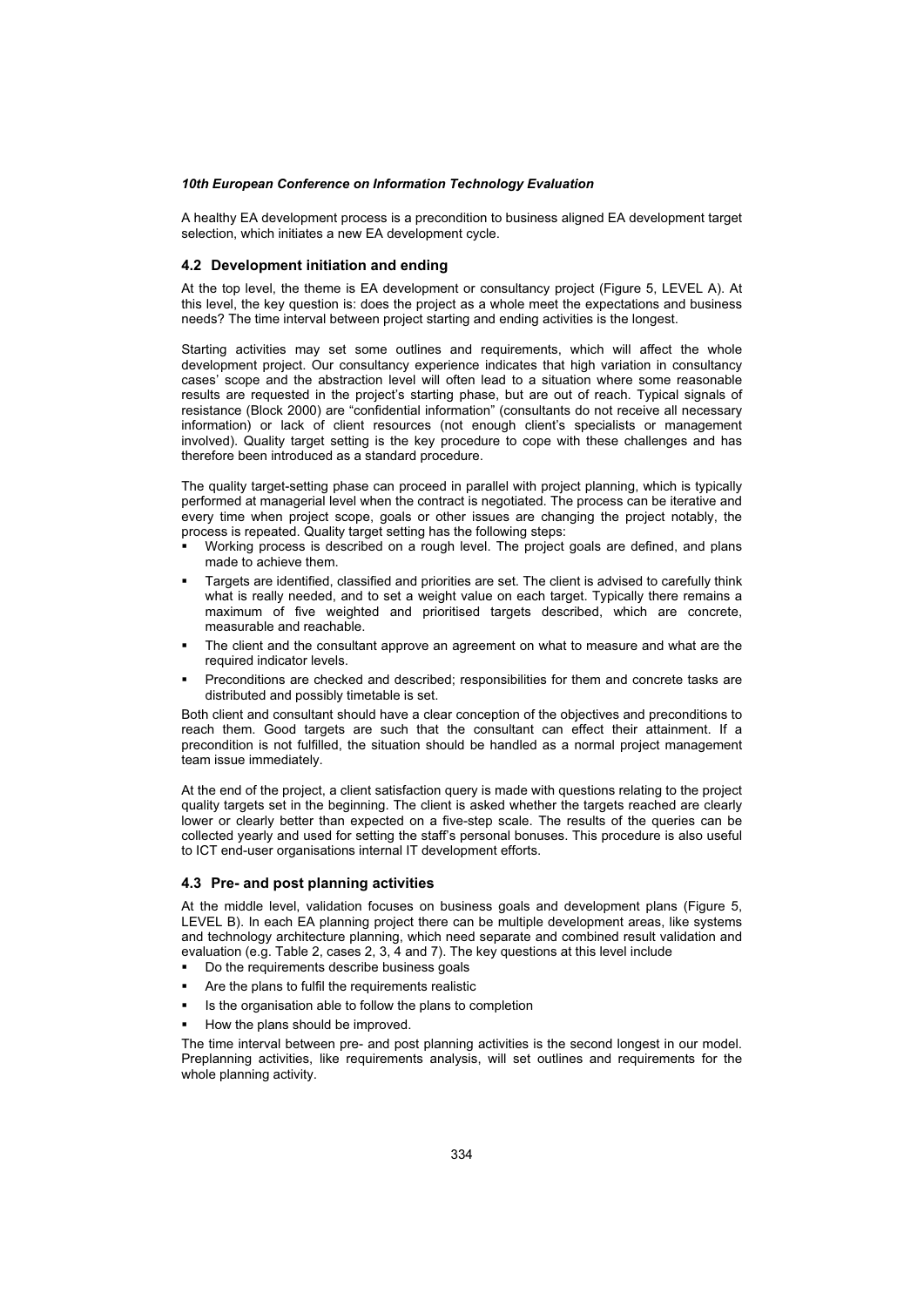A healthy EA development process is a precondition to business aligned EA development target selection, which initiates a new EA development cycle.

### 4.2 Development initiation and ending

At the top level, the theme is EA development or consultancy project (Figure 5, LEVEL A). At this level, the key question is: does the project as a whole meet the expectations and business needs? The time interval between project starting and ending activities is the longest.

Starting activities may set some outlines and requirements, which will affect the whole development project. Our consultancy experience indicates that high variation in consultancy cases' scope and the abstraction level will often lead to a situation where some reasonable results are requested in the project's starting phase, but are out of reach. Typical signals of resistance (Block 2000) are "confidential information" (consultants do not receive all necessary information) or lack of client resources (not enough client's specialists or management involved). Quality target setting is the key procedure to cope with these challenges and has therefore been introduced as a standard procedure.

The quality target-setting phase can proceed in parallel with project planning, which is typically performed at managerial level when the contract is negotiated. The process can be iterative and every time when project scope, goals or other issues are changing the project notably, the process is repeated. Quality target setting has the following steps:

- Working process is described on a rough level. The project goals are defined, and plans made to achieve them.
- Targets are identified, classified and priorities are set. The client is advised to carefully think what is really needed, and to set a weight value on each target. Typically there remains a maximum of five weighted and prioritised targets described, which are concrete, measurable and reachable.
- The client and the consultant approve an agreement on what to measure and what are the required indicator levels.
- Preconditions are checked and described; responsibilities for them and concrete tasks are distributed and possibly timetable is set.

Both client and consultant should have a clear conception of the objectives and preconditions to reach them. Good targets are such that the consultant can effect their attainment. If a precondition is not fulfilled, the situation should be handled as a normal project management team issue immediately.

At the end of the project, a client satisfaction query is made with questions relating to the project quality targets set in the beginning. The client is asked whether the targets reached are clearly lower or clearly better than expected on a five-step scale. The results of the queries can be collected yearly and used for setting the staff's personal bonuses. This procedure is also useful to ICT end-user organisations internal IT development efforts.

### 4.3 Pre- and post planning activities

At the middle level, validation focuses on business goals and development plans (Figure 5, LEVEL B). In each EA planning project there can be multiple development areas, like systems and technology architecture planning, which need separate and combined result validation and evaluation (e.g. Table 2, cases 2, 3, 4 and 7). The key questions at this level include

- Do the requirements describe business goals
- Are the plans to fulfil the requirements realistic
- Is the organisation able to follow the plans to completion
- How the plans should be improved.

The time interval between pre- and post planning activities is the second longest in our model. Preplanning activities, like requirements analysis, will set outlines and requirements for the whole planning activity.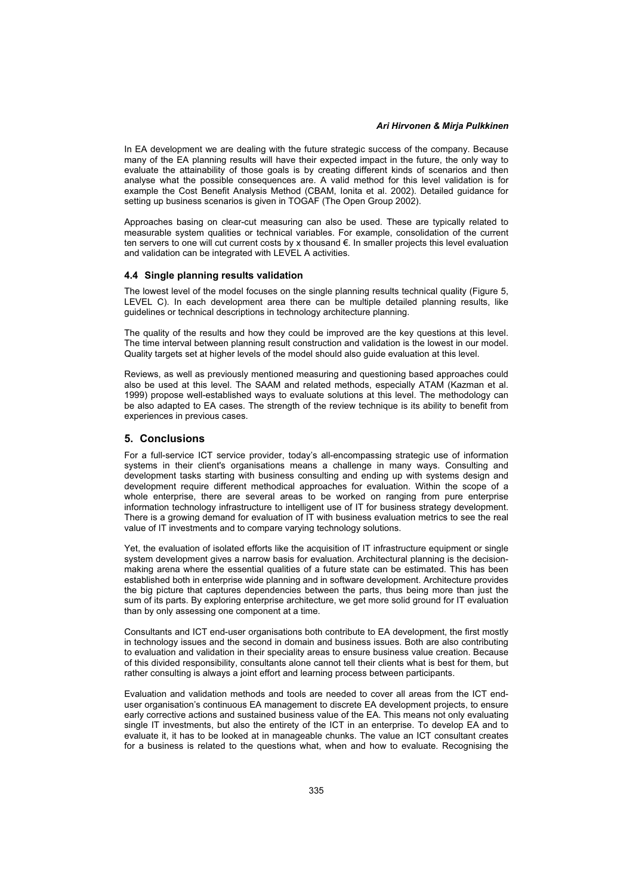In EA development we are dealing with the future strategic success of the company. Because many of the EA planning results will have their expected impact in the future, the only way to evaluate the attainability of those goals is by creating different kinds of scenarios and then analyse what the possible consequences are. A valid method for this level validation is for example the Cost Benefit Analysis Method (CBAM, Ionita et al. 2002). Detailed guidance for setting up business scenarios is given in TOGAF (The Open Group 2002).

Approaches basing on clear-cut measuring can also be used. These are typically related to measurable system qualities or technical variables. For example, consolidation of the current ten servers to one will cut current costs by x thousand €. In smaller projects this level evaluation and validation can be integrated with LEVEL A activities.

### 4.4 Single planning results validation

The lowest level of the model focuses on the single planning results technical quality (Figure 5, LEVEL C). In each development area there can be multiple detailed planning results, like guidelines or technical descriptions in technology architecture planning.

The quality of the results and how they could be improved are the key questions at this level. The time interval between planning result construction and validation is the lowest in our model. Quality targets set at higher levels of the model should also guide evaluation at this level.

Reviews, as well as previously mentioned measuring and questioning based approaches could also be used at this level. The SAAM and related methods, especially ATAM (Kazman et al. 1999) propose well-established ways to evaluate solutions at this level. The methodology can be also adapted to EA cases. The strength of the review technique is its ability to benefit from experiences in previous cases.

## 5. Conclusions

For a full-service ICT service provider, today's all-encompassing strategic use of information systems in their client's organisations means a challenge in many ways. Consulting and development tasks starting with business consulting and ending up with systems design and development require different methodical approaches for evaluation. Within the scope of a whole enterprise, there are several areas to be worked on ranging from pure enterprise information technology infrastructure to intelligent use of IT for business strategy development. There is a growing demand for evaluation of IT with business evaluation metrics to see the real value of IT investments and to compare varying technology solutions.

Yet, the evaluation of isolated efforts like the acquisition of IT infrastructure equipment or single system development gives a narrow basis for evaluation. Architectural planning is the decision-making arena where the essential qualities of a future state can be estimated. This has been established both in enterprise wide planning and in software development. Architecture provides the big picture that captures dependencies between the parts, thus being more than just the sum of its parts. By exploring enterprise architecture, we get more solid ground for IT evaluation than by only assessing one component at a time.

Consultants and ICT end-user organisations both contribute to EA development, the first mostly in technology issues and the second in domain and business issues. Both are also contributing to evaluation and validation in their speciality areas to ensure business value creation. Because of this divided responsibility, consultants alone cannot tell their clients what is best for them, but rather consulting is always a joint effort and learning process between participants.

Evaluation and validation methods and tools are needed to cover all areas from the ICT end-user organisation's continuous EA management to discrete EA development projects, to ensure early corrective actions and sustained business value of the EA. This means not only evaluating single IT investments, but also the entirety of the ICT in an enterprise. To develop EA and to evaluate it, it has to be looked at in manageable chunks. The value an ICT consultant creates for a business is related to the questions what, when and how to evaluate. Recognising the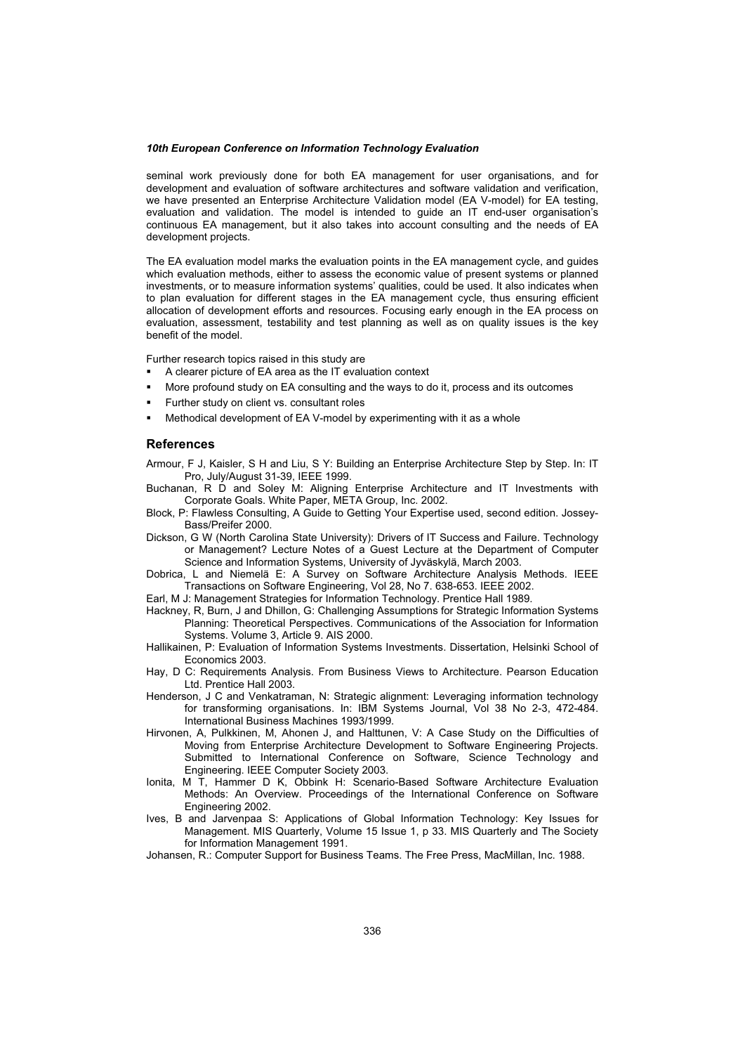seminal work previously done for both EA management for user organisations, and for development and evaluation of software architectures and software validation and verification, we have presented an Enterprise Architecture Validation model (EA V-model) for EA testing, evaluation and validation. The model is intended to guide an IT end-user organisation's continuous EA management, but it also takes into account consulting and the needs of EA development projects.

The EA evaluation model marks the evaluation points in the EA management cycle, and guides which evaluation methods, either to assess the economic value of present systems or planned investments, or to measure information systems' qualities, could be used. It also indicates when to plan evaluation for different stages in the EA management cycle, thus ensuring efficient allocation of development efforts and resources. Focusing early enough in the EA process on evaluation, assessment, testability and test planning as well as on quality issues is the key benefit of the model.

Further research topics raised in this study are

- A clearer picture of EA area as the IT evaluation context
- More profound study on EA consulting and the ways to do it, process and its outcomes
- Further study on client vs. consultant roles
- Methodical development of EA V-model by experimenting with it as a whole

## References

Armour, F J, Kaisler, S H and Liu, S Y: Building an Enterprise Architecture Step by Step. In: IT Pro, July/August 31-39, IEEE 1999.

Buchanan, R D and Soley M: Aligning Enterprise Architecture and IT Investments with Corporate Goals. White Paper, META Group, Inc. 2002.

Block, P: Flawless Consulting, A Guide to Getting Your Expertise used, second edition. Jossey-Bass/Preifer 2000.

Dickson, G W (North Carolina State University): Drivers of IT Success and Failure. Technology or Management? Lecture Notes of a Guest Lecture at the Department of Computer Science and Information Systems, University of Jyväskylä, March 2003.

Dobrica, L and Niemelä E: A Survey on Software Architecture Analysis Methods. IEEE Transactions on Software Engineering, Vol 28, No 7. 638-653. IEEE 2002.

Earl, M J: Management Strategies for Information Technology. Prentice Hall 1989.

Hackney, R, Burn, J and Dhillon, G: Challenging Assumptions for Strategic Information Systems Planning: Theoretical Perspectives. Communications of the Association for Information Systems. Volume 3, Article 9. AIS 2000.

Hallikainen, P: Evaluation of Information Systems Investments. Dissertation, Helsinki School of Economics 2003.

Hay, D C: Requirements Analysis. From Business Views to Architecture. Pearson Education Ltd. Prentice Hall 2003.

Henderson, J C and Venkatraman, N: Strategic alignment: Leveraging information technology for transforming organisations. In: IBM Systems Journal, Vol 38 No 2-3, 472-484. International Business Machines 1993/1999.

Hirvonen, A, Pulkkinen, M, Ahonen J, and Halttunen, V: A Case Study on the Difficulties of Moving from Enterprise Architecture Development to Software Engineering Projects. Submitted to International Conference on Software, Science Technology and Engineering. IEEE Computer Society 2003.

Ionita, M T, Hammer D K, Obbink H: Scenario-Based Software Architecture Evaluation Methods: An Overview. Proceedings of the International Conference on Software Engineering 2002.

Ives, B and Jarvenpaa S: Applications of Global Information Technology: Key Issues for Management. MIS Quarterly, Volume 15 Issue 1, p 33. MIS Quarterly and The Society for Information Management 1991.

Johansen, R.: Computer Support for Business Teams. The Free Press, MacMillan, Inc. 1988.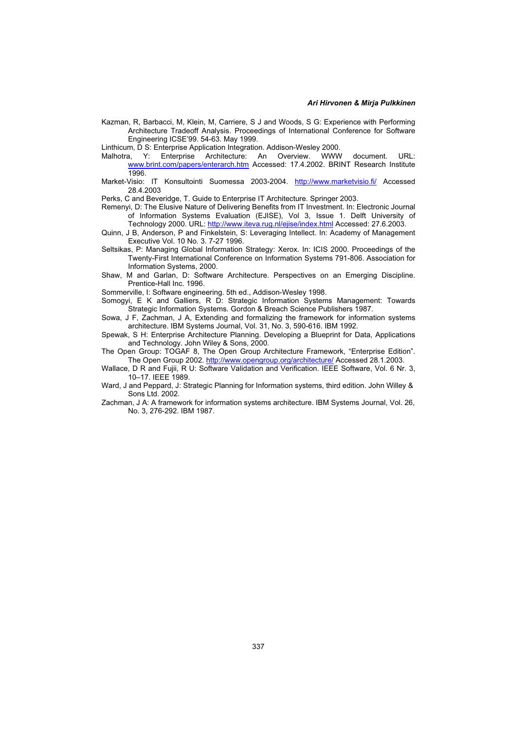Kazman, R, Barbacci, M, Klein, M, Carriere, S J and Woods, S G: Experience with Performing Architecture Tradeoff Analysis. Proceedings of International Conference for Software Engineering ICSE'99. 54-63. May 1999.

Linthicum, D S: Enterprise Application Integration. Addison-Wesley 2000.

Malhotra, Y: Enterprise Architecture: An Overview. WWW document. URL: www.brint.com/papers/enterarch.htm Accessed: 17.4.2002. BRINT Research Institute 1996.

Market-Visio: IT Konsultointi Suomessa 2003-2004. http://www.marketvisio.fi/ Accessed 28.4.2003

Perks, C and Beveridge, T. Guide to Enterprise IT Architecture. Springer 2003.

Remenyi, D: The Elusive Nature of Delivering Benefits from IT Investment. In: Electronic Journal of Information Systems Evaluation (EJISE), Vol 3, Issue 1. Delft University of Technology 2000. URL: http://www.iteva.rug.nl/ejise/index.html Accessed: 27.6.2003.

Quinn, J B, Anderson, P and Finkelstein, S: Leveraging Intellect. In: Academy of Management Executive Vol. 10 No. 3. 7-27 1996.

Seltsikas, P: Managing Global Information Strategy: Xerox. In: ICIS 2000. Proceedings of the Twenty-First International Conference on Information Systems 791-806. Association for Information Systems, 2000.

Shaw, M and Garlan, D: Software Architecture. Perspectives on an Emerging Discipline. Prentice-Hall Inc. 1996.

Sommerville, I: Software engineering. 5th ed., Addison-Wesley 1998.

Somogyi, E K and Galliers, R D: Strategic Information Systems Management: Towards Strategic Information Systems. Gordon & Breach Science Publishers 1987.

Sowa, J F, Zachman, J A, Extending and formalizing the framework for information systems architecture. IBM Systems Journal, Vol. 31, No. 3, 590-616. IBM 1992.

Spewak, S H: Enterprise Architecture Planning. Developing a Blueprint for Data, Applications and Technology. John Wiley & Sons, 2000.

The Open Group: TOGAF 8, The Open Group Architecture Framework, "Enterprise Edition". The Open Group 2002. http://www.opengroup.org/architecture/ Accessed 28.1.2003.

Wallace, D R and Fujii, R U: Software Validation and Verification. IEEE Software, Vol. 6 Nr. 3, 10–17. IEEE 1989.

Ward, J and Peppard, J: Strategic Planning for Information systems, third edition. John Willey & Sons Ltd. 2002.

Zachman, J A: A framework for information systems architecture. IBM Systems Journal, Vol. 26, No. 3, 276-292. IBM 1987.